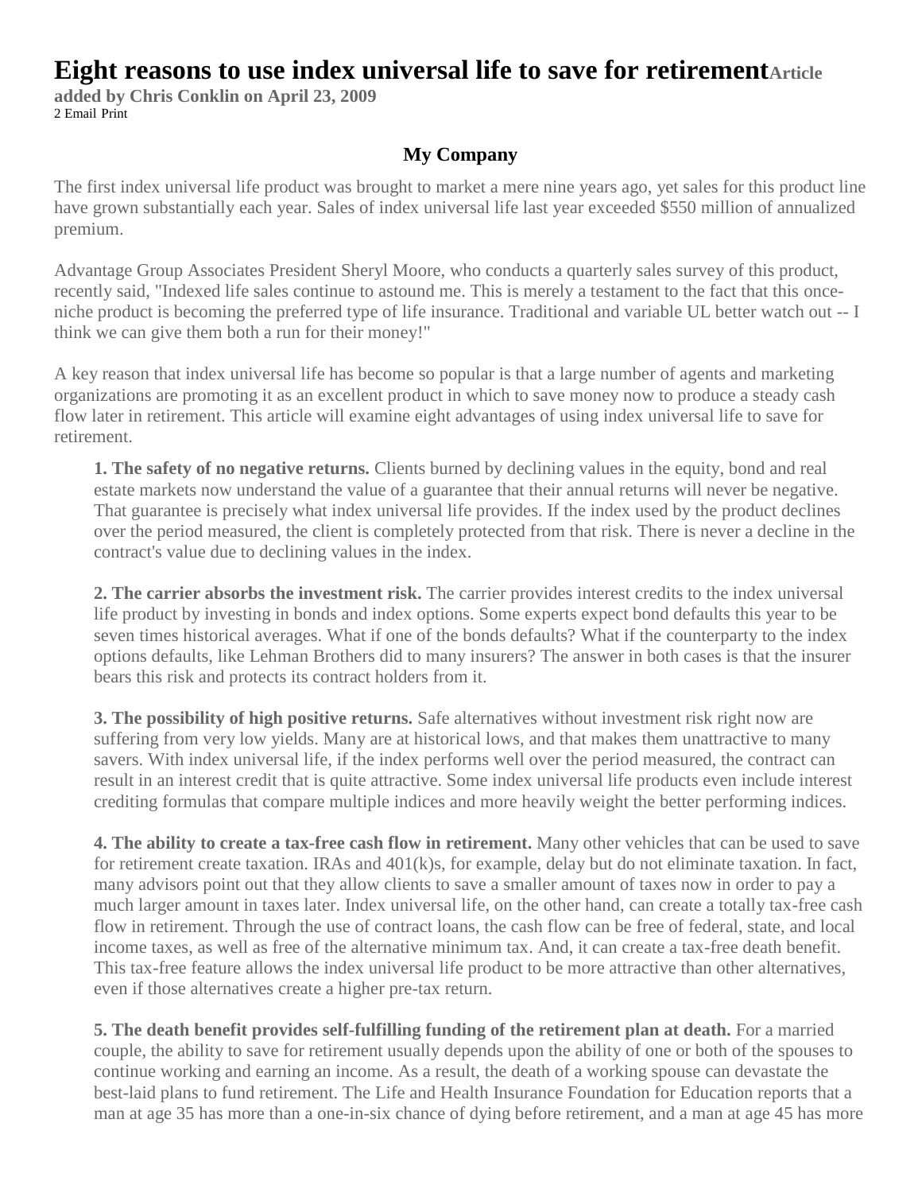# Eight reasons to use index universal life to save for retirement

**Article added by Chris Conklin on April 23, 2009**

2 Email Print

### My Company

The first index universal life product was brought to market a mere nine years ago, yet sales for this product line have grown substantially each year. Sales of index universal life last year exceeded $550 million of annualized premium.

Advantage Group Associates President Sheryl Moore, who conducts a quarterly sales survey of this product, recently said, "Indexed life sales continue to astound me. This is merely a testament to the fact that this once-niche product is becoming the preferred type of life insurance. Traditional and variable UL better watch out -- I think we can give them both a run for their money!"

A key reason that index universal life has become so popular is that a large number of agents and marketing organizations are promoting it as an excellent product in which to save money now to produce a steady cash flow later in retirement. This article will examine eight advantages of using index universal life to save for retirement.

**1. The safety of no negative returns.** Clients burned by declining values in the equity, bond and real estate markets now understand the value of a guarantee that their annual returns will never be negative. That guarantee is precisely what index universal life provides. If the index used by the product declines over the period measured, the client is completely protected from that risk. There is never a decline in the contract's value due to declining values in the index.

**2. The carrier absorbs the investment risk.** The carrier provides interest credits to the index universal life product by investing in bonds and index options. Some experts expect bond defaults this year to be seven times historical averages. What if one of the bonds defaults? What if the counterparty to the index options defaults, like Lehman Brothers did to many insurers? The answer in both cases is that the insurer bears this risk and protects its contract holders from it.

**3. The possibility of high positive returns.** Safe alternatives without investment risk right now are suffering from very low yields. Many are at historical lows, and that makes them unattractive to many savers. With index universal life, if the index performs well over the period measured, the contract can result in an interest credit that is quite attractive. Some index universal life products even include interest crediting formulas that compare multiple indices and more heavily weight the better performing indices.

**4. The ability to create a tax-free cash flow in retirement.** Many other vehicles that can be used to save for retirement create taxation. IRAs and 401(k)s, for example, delay but do not eliminate taxation. In fact, many advisors point out that they allow clients to save a smaller amount of taxes now in order to pay a much larger amount in taxes later. Index universal life, on the other hand, can create a totally tax-free cash flow in retirement. Through the use of contract loans, the cash flow can be free of federal, state, and local income taxes, as well as free of the alternative minimum tax. And, it can create a tax-free death benefit. This tax-free feature allows the index universal life product to be more attractive than other alternatives, even if those alternatives create a higher pre-tax return.

**5. The death benefit provides self-fulfilling funding of the retirement plan at death.** For a married couple, the ability to save for retirement usually depends upon the ability of one or both of the spouses to continue working and earning an income. As a result, the death of a working spouse can devastate the best-laid plans to fund retirement. The Life and Health Insurance Foundation for Education reports that a man at age 35 has more than a one-in-six chance of dying before retirement, and a man at age 45 has more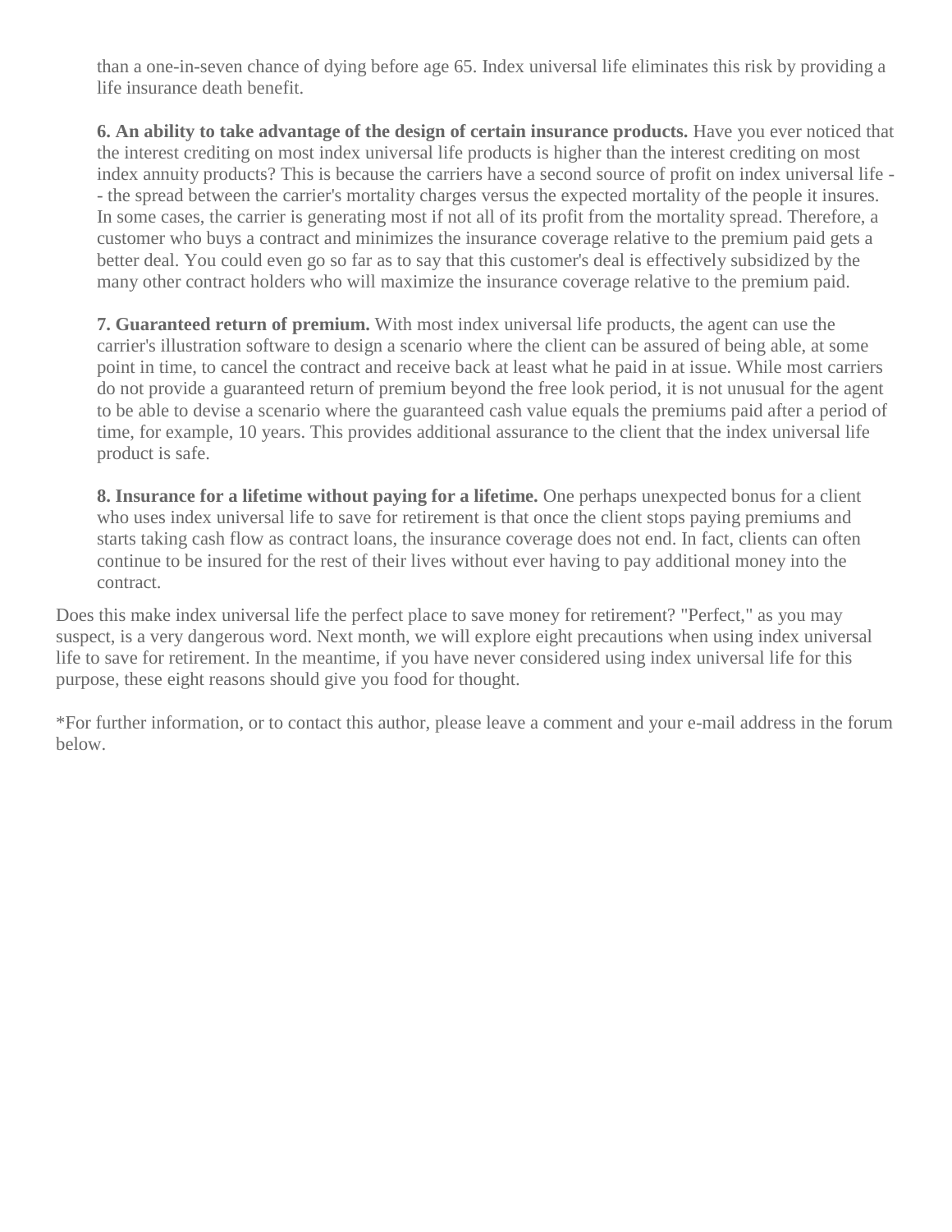than a one-in-seven chance of dying before age 65. Index universal life eliminates this risk by providing a life insurance death benefit.

**6. An ability to take advantage of the design of certain insurance products.** Have you ever noticed that the interest crediting on most index universal life products is higher than the interest crediting on most index annuity products? This is because the carriers have a second source of profit on index universal life -- the spread between the carrier's mortality charges versus the expected mortality of the people it insures. In some cases, the carrier is generating most if not all of its profit from the mortality spread. Therefore, a customer who buys a contract and minimizes the insurance coverage relative to the premium paid gets a better deal. You could even go so far as to say that this customer's deal is effectively subsidized by the many other contract holders who will maximize the insurance coverage relative to the premium paid.

**7. Guaranteed return of premium.** With most index universal life products, the agent can use the carrier's illustration software to design a scenario where the client can be assured of being able, at some point in time, to cancel the contract and receive back at least what he paid in at issue. While most carriers do not provide a guaranteed return of premium beyond the free look period, it is not unusual for the agent to be able to devise a scenario where the guaranteed cash value equals the premiums paid after a period of time, for example, 10 years. This provides additional assurance to the client that the index universal life product is safe.

**8. Insurance for a lifetime without paying for a lifetime.** One perhaps unexpected bonus for a client who uses index universal life to save for retirement is that once the client stops paying premiums and starts taking cash flow as contract loans, the insurance coverage does not end. In fact, clients can often continue to be insured for the rest of their lives without ever having to pay additional money into the contract.

Does this make index universal life the perfect place to save money for retirement? "Perfect," as you may suspect, is a very dangerous word. Next month, we will explore eight precautions when using index universal life to save for retirement. In the meantime, if you have never considered using index universal life for this purpose, these eight reasons should give you food for thought.

*For further information, or to contact this author, please leave a comment and your e-mail address in the forum below.